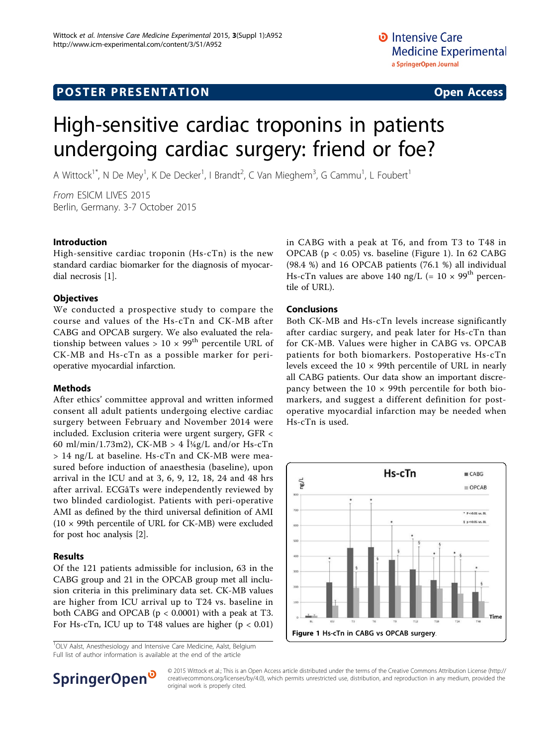POSTER PRESENTATION

Open Access

# High-sensitive cardiac troponins in patients undergoing cardiac surgery: friend or foe?

A Wittock[1*], N De Mey[1], K De Decker[1], I Brandt[2], C Van Mieghem[3], G Cammu[1], L Foubert[1]

*From* ESICM LIVES 2015
Berlin, Germany. 3-7 October 2015

## Introduction

High-sensitive cardiac troponin (Hs-cTn) is the new standard cardiac biomarker for the diagnosis of myocardial necrosis [1].

## Objectives

We conducted a prospective study to compare the course and values of the Hs-cTn and CK-MB after CABG and OPCAB surgery. We also evaluated the relationship between values > 10 × 99[th] percentile URL of CK-MB and Hs-cTn as a possible marker for peri-operative myocardial infarction.

## Methods

After ethics' committee approval and written informed consent all adult patients undergoing elective cardiac surgery between February and November 2014 were included. Exclusion criteria were urgent surgery, GFR < 60 ml/min/1.73m2), CK-MB > 4 Î¼g/L and/or Hs-cTn > 14 ng/L at baseline. Hs-cTn and CK-MB were measured before induction of anaesthesia (baseline), upon arrival in the ICU and at 3, 6, 9, 12, 18, 24 and 48 hrs after arrival. ECGâTs were independently reviewed by two blinded cardiologist. Patients with peri-operative AMI as defined by the third universal definition of AMI (10 × 99th percentile of URL for CK-MB) were excluded for post hoc analysis [2].

## Results

Of the 121 patients admissible for inclusion, 63 in the CABG group and 21 in the OPCAB group met all inclusion criteria in this preliminary data set. CK-MB values are higher from ICU arrival up to T24 vs. baseline in both CABG and OPCAB ($p < 0.0001$) with a peak at T3. For Hs-cTn, ICU up to T48 values are higher ($p < 0.01$) in CABG with a peak at T6, and from T3 to T48 in OPCAB ($p < 0.05$) vs. baseline (Figure 1). In 62 CABG (98.4 %) and 16 OPCAB patients (76.1 %) all individual Hs-cTn values are above 140 ng/L (= 10 × 99[th] percentile of URL).

## Conclusions

Both CK-MB and Hs-cTn levels increase significantly after cardiac surgery, and peak later for Hs-cTn than for CK-MB. Values were higher in CABG vs. OPCAB patients for both biomarkers. Postoperative Hs-cTn levels exceed the 10 × 99th percentile of URL in nearly all CABG patients. Our data show an important discrepancy between the 10 × 99th percentile for both biomarkers, and suggest a different definition for post-operative myocardial infarction may be needed when Hs-cTn is used.

**Figure 1** Hs-cTn in CABG vs OPCAB surgery.

[1]OLV Aalst, Anesthesiology and Intensive Care Medicine, Aalst, Belgium
Full list of author information is available at the end of the article

© 2015 Wittock et al.; This is an Open Access article distributed under the terms of the Creative Commons Attribution License (http://creativecommons.org/licenses/by/4.0), which permits unrestricted use, distribution, and reproduction in any medium, provided the original work is properly cited.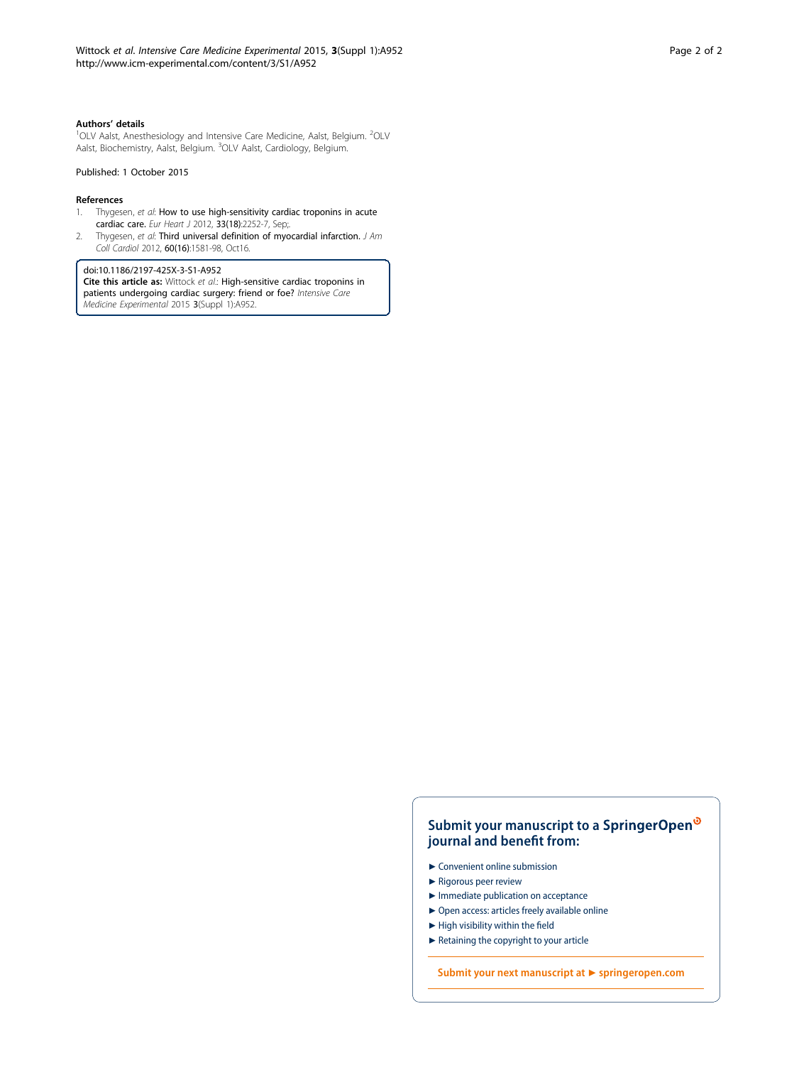### Authors' details

[1]OLV Aalst, Anesthesiology and Intensive Care Medicine, Aalst, Belgium. [2]OLV Aalst, Biochemistry, Aalst, Belgium. [3]OLV Aalst, Cardiology, Belgium.

Published: 1 October 2015

### References

1. Thygesen, *et al*: **How to use high-sensitivity cardiac troponins in acute cardiac care.** *Eur Heart J* 2012, **33(18)**:2252-7, Sep;.
2. Thygesen, *et al*: **Third universal definition of myocardial infarction.** *J Am Coll Cardiol* 2012, **60(16)**:1581-98, Oct16.

doi:10.1186/2197-425X-3-S1-A952
**Cite this article as:** Wittock *et al.*: High-sensitive cardiac troponins in patients undergoing cardiac surgery: friend or foe? *Intensive Care Medicine Experimental* 2015 **3**(Suppl 1):A952.

**Submit your manuscript to a SpringerOpen journal and benefit from:**

- ► Convenient online submission
- ► Rigorous peer review
- ► Immediate publication on acceptance
- ► Open access: articles freely available online
- ► High visibility within the field
- ► Retaining the copyright to your article

**Submit your next manuscript at ► springeropen.com**